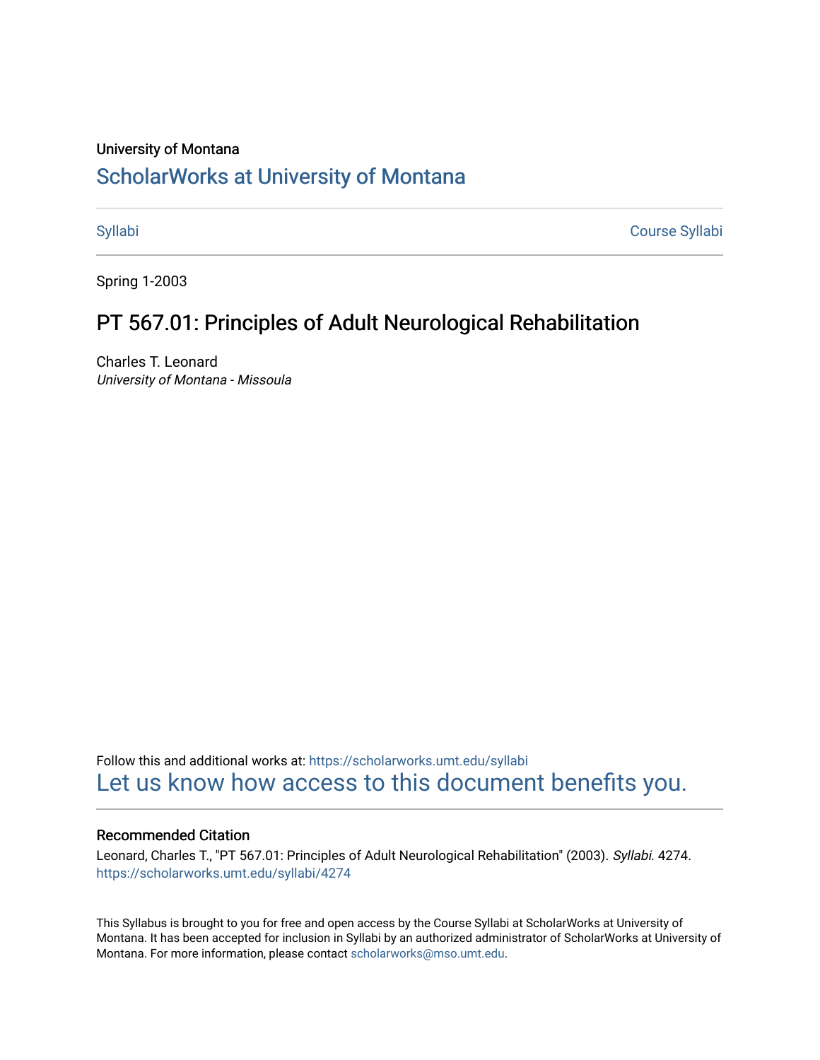University of Montana

# ScholarWorks at University of Montana

Syllabi | Course Syllabi

Spring 1-2003

## PT 567.01: Principles of Adult Neurological Rehabilitation

Charles T. Leonard
*University of Montana - Missoula*

Follow this and additional works at: https://scholarworks.umt.edu/syllabi
Let us know how access to this document benefits you.

### Recommended Citation

Leonard, Charles T., "PT 567.01: Principles of Adult Neurological Rehabilitation" (2003). *Syllabi*. 4274.
https://scholarworks.umt.edu/syllabi/4274

This Syllabus is brought to you for free and open access by the Course Syllabi at ScholarWorks at University of Montana. It has been accepted for inclusion in Syllabi by an authorized administrator of ScholarWorks at University of Montana. For more information, please contact scholarworks@mso.umt.edu.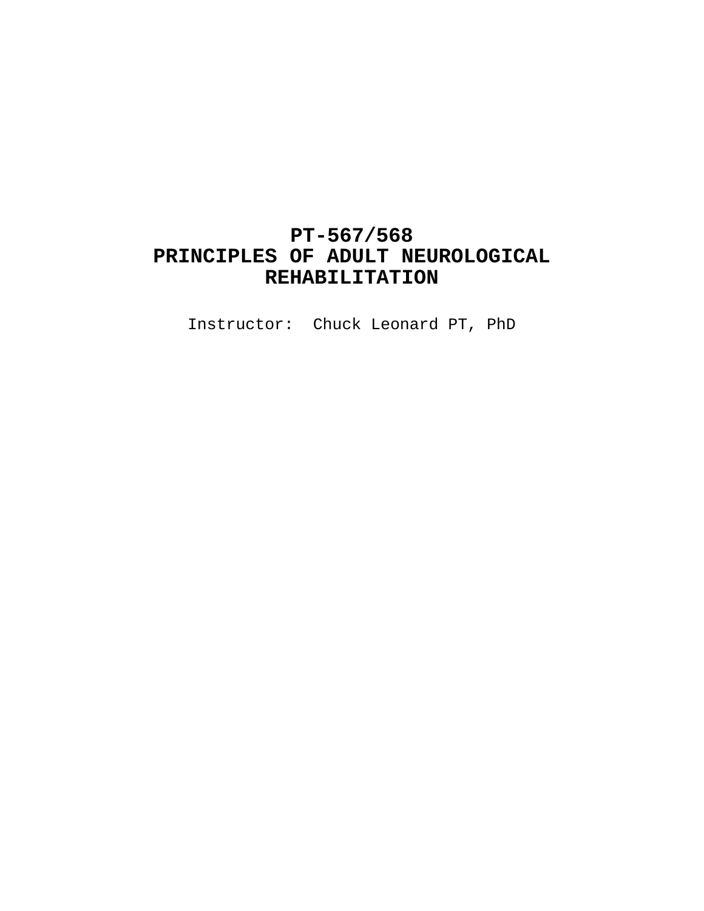# PT-567/568
# PRINCIPLES OF ADULT NEUROLOGICAL REHABILITATION

Instructor: Chuck Leonard PT, PhD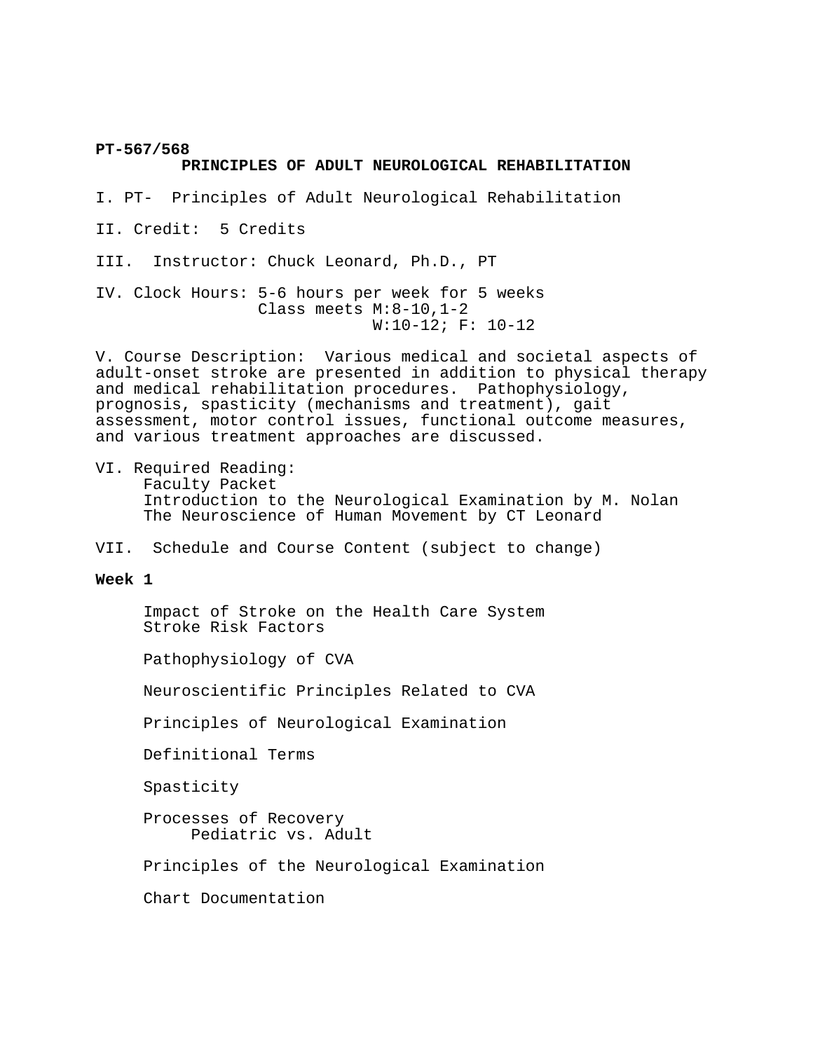**PT-567/568**

**PRINCIPLES OF ADULT NEUROLOGICAL REHABILITATION**

I. PT- Principles of Adult Neurological Rehabilitation

II. Credit: 5 Credits

III. Instructor: Chuck Leonard, Ph.D., PT

IV. Clock Hours: 5-6 hours per week for 5 weeks
Class meets M:8-10,1-2
W:10-12; F: 10-12

V. Course Description: Various medical and societal aspects of adult-onset stroke are presented in addition to physical therapy and medical rehabilitation procedures. Pathophysiology, prognosis, spasticity (mechanisms and treatment), gait assessment, motor control issues, functional outcome measures, and various treatment approaches are discussed.

VI. Required Reading:
- Faculty Packet
- Introduction to the Neurological Examination by M. Nolan
- The Neuroscience of Human Movement by CT Leonard

VII. Schedule and Course Content (subject to change)

**Week 1**

Impact of Stroke on the Health Care System
Stroke Risk Factors

Pathophysiology of CVA

Neuroscientific Principles Related to CVA

Principles of Neurological Examination

Definitional Terms

Spasticity

Processes of Recovery
- Pediatric vs. Adult

Principles of the Neurological Examination

Chart Documentation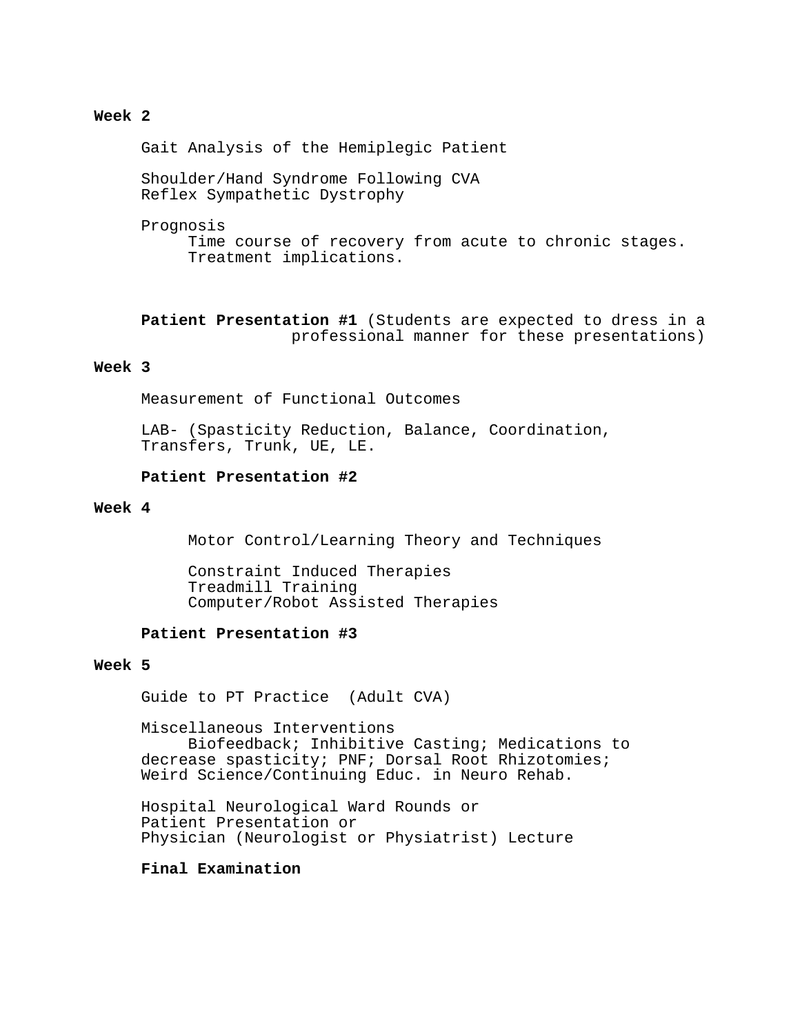**Week 2**

Gait Analysis of the Hemiplegic Patient

Shoulder/Hand Syndrome Following CVA
Reflex Sympathetic Dystrophy

Prognosis
- Time course of recovery from acute to chronic stages.
- Treatment implications.

**Patient Presentation #1** (Students are expected to dress in a professional manner for these presentations)

**Week 3**

Measurement of Functional Outcomes

LAB- (Spasticity Reduction, Balance, Coordination, Transfers, Trunk, UE, LE.

**Patient Presentation #2**

**Week 4**

Motor Control/Learning Theory and Techniques

Constraint Induced Therapies
Treadmill Training
Computer/Robot Assisted Therapies

**Patient Presentation #3**

**Week 5**

Guide to PT Practice (Adult CVA)

Miscellaneous Interventions
Biofeedback; Inhibitive Casting; Medications to decrease spasticity; PNF; Dorsal Root Rhizotomies; Weird Science/Continuing Educ. in Neuro Rehab.

Hospital Neurological Ward Rounds or
Patient Presentation or
Physician (Neurologist or Physiatrist) Lecture

**Final Examination**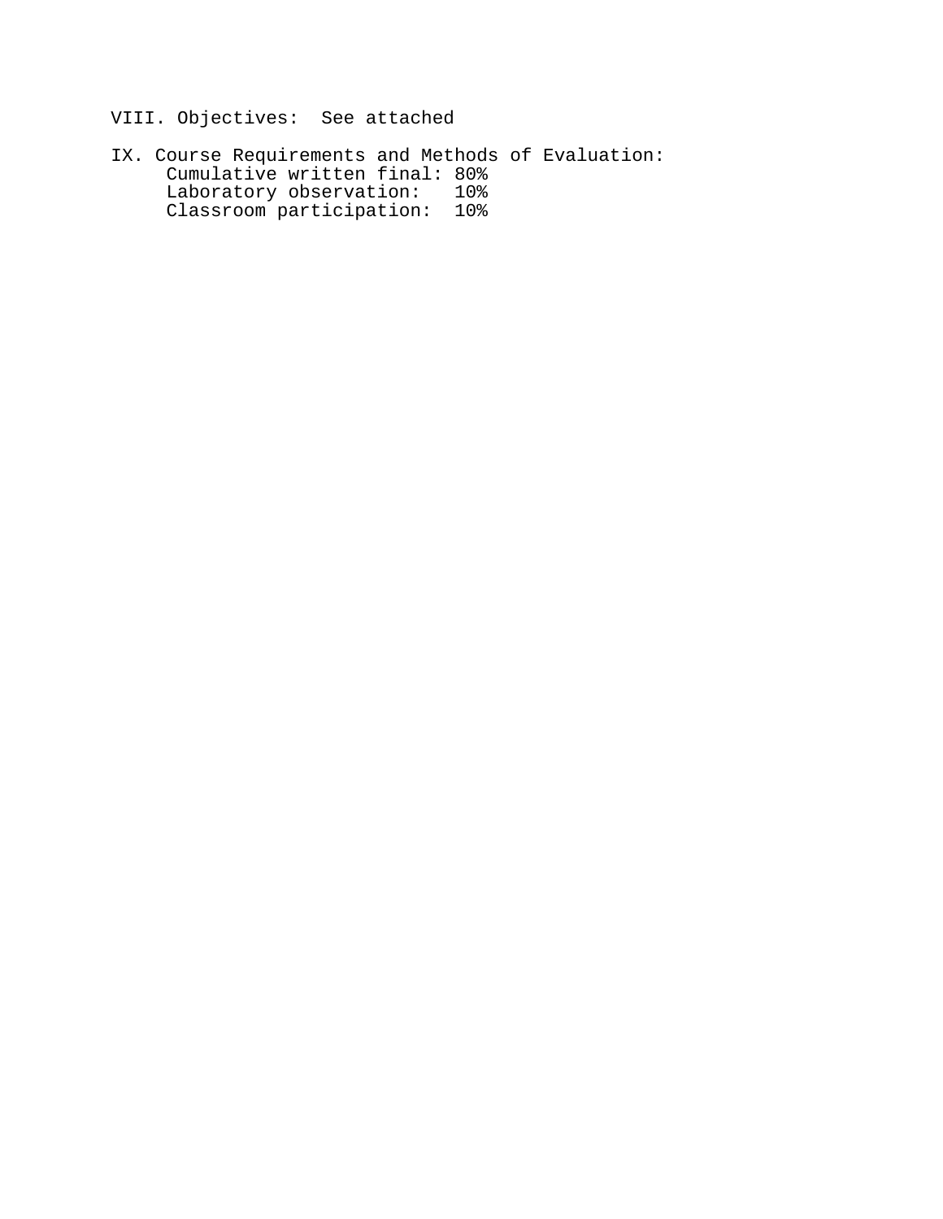VIII. Objectives: See attached

IX. Course Requirements and Methods of Evaluation:

- Cumulative written final: 80%
- Laboratory observation: 10%
- Classroom participation: 10%